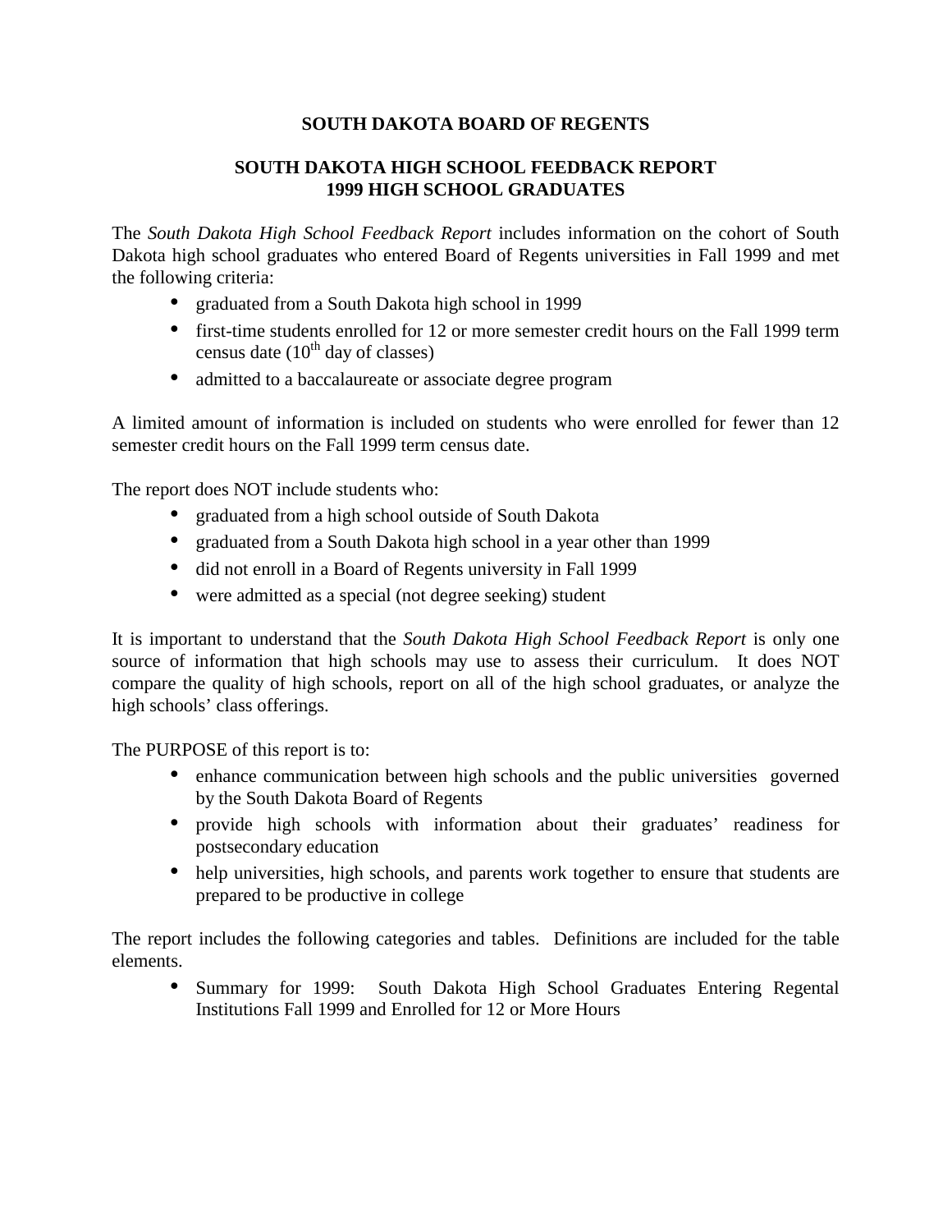# SOUTH DAKOTA BOARD OF REGENTS

## SOUTH DAKOTA HIGH SCHOOL FEEDBACK REPORT
## 1999 HIGH SCHOOL GRADUATES

The *South Dakota High School Feedback Report* includes information on the cohort of South Dakota high school graduates who entered Board of Regents universities in Fall 1999 and met the following criteria:

- graduated from a South Dakota high school in 1999
- first-time students enrolled for 12 or more semester credit hours on the Fall 1999 term census date (10th day of classes)
- admitted to a baccalaureate or associate degree program

A limited amount of information is included on students who were enrolled for fewer than 12 semester credit hours on the Fall 1999 term census date.

The report does NOT include students who:

- graduated from a high school outside of South Dakota
- graduated from a South Dakota high school in a year other than 1999
- did not enroll in a Board of Regents university in Fall 1999
- were admitted as a special (not degree seeking) student

It is important to understand that the *South Dakota High School Feedback Report* is only one source of information that high schools may use to assess their curriculum. It does NOT compare the quality of high schools, report on all of the high school graduates, or analyze the high schools' class offerings.

The PURPOSE of this report is to:

- enhance communication between high schools and the public universities governed by the South Dakota Board of Regents
- provide high schools with information about their graduates' readiness for postsecondary education
- help universities, high schools, and parents work together to ensure that students are prepared to be productive in college

The report includes the following categories and tables. Definitions are included for the table elements.

- Summary for 1999: South Dakota High School Graduates Entering Regental Institutions Fall 1999 and Enrolled for 12 or More Hours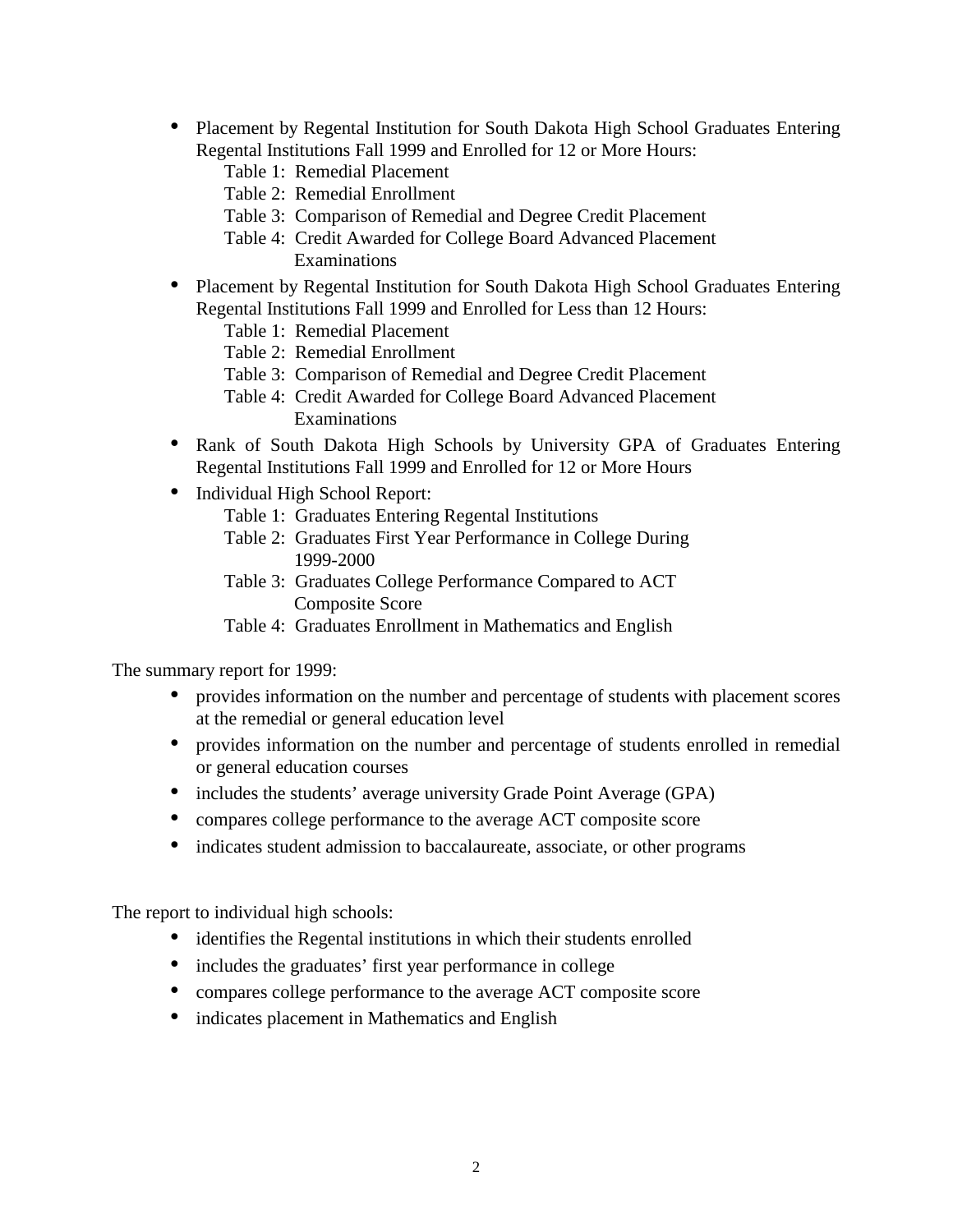- Placement by Regental Institution for South Dakota High School Graduates Entering Regental Institutions Fall 1999 and Enrolled for 12 or More Hours:
  - Table 1: Remedial Placement
  - Table 2: Remedial Enrollment
  - Table 3: Comparison of Remedial and Degree Credit Placement
  - Table 4: Credit Awarded for College Board Advanced Placement Examinations
- Placement by Regental Institution for South Dakota High School Graduates Entering Regental Institutions Fall 1999 and Enrolled for Less than 12 Hours:
  - Table 1: Remedial Placement
  - Table 2: Remedial Enrollment
  - Table 3: Comparison of Remedial and Degree Credit Placement
  - Table 4: Credit Awarded for College Board Advanced Placement Examinations
- Rank of South Dakota High Schools by University GPA of Graduates Entering Regental Institutions Fall 1999 and Enrolled for 12 or More Hours
- Individual High School Report:
  - Table 1: Graduates Entering Regental Institutions
  - Table 2: Graduates First Year Performance in College During 1999-2000
  - Table 3: Graduates College Performance Compared to ACT Composite Score
  - Table 4: Graduates Enrollment in Mathematics and English

The summary report for 1999:

- provides information on the number and percentage of students with placement scores at the remedial or general education level
- provides information on the number and percentage of students enrolled in remedial or general education courses
- includes the students' average university Grade Point Average (GPA)
- compares college performance to the average ACT composite score
- indicates student admission to baccalaureate, associate, or other programs

The report to individual high schools:

- identifies the Regental institutions in which their students enrolled
- includes the graduates' first year performance in college
- compares college performance to the average ACT composite score
- indicates placement in Mathematics and English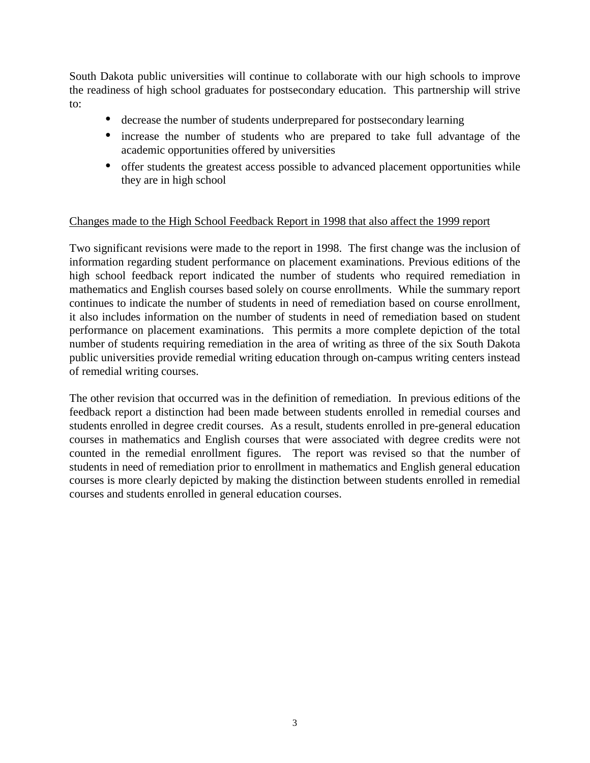South Dakota public universities will continue to collaborate with our high schools to improve the readiness of high school graduates for postsecondary education. This partnership will strive to:

- decrease the number of students underprepared for postsecondary learning
- increase the number of students who are prepared to take full advantage of the academic opportunities offered by universities
- offer students the greatest access possible to advanced placement opportunities while they are in high school

<u>Changes made to the High School Feedback Report in 1998 that also affect the 1999 report</u>

Two significant revisions were made to the report in 1998. The first change was the inclusion of information regarding student performance on placement examinations. Previous editions of the high school feedback report indicated the number of students who required remediation in mathematics and English courses based solely on course enrollments. While the summary report continues to indicate the number of students in need of remediation based on course enrollment, it also includes information on the number of students in need of remediation based on student performance on placement examinations. This permits a more complete depiction of the total number of students requiring remediation in the area of writing as three of the six South Dakota public universities provide remedial writing education through on-campus writing centers instead of remedial writing courses.

The other revision that occurred was in the definition of remediation. In previous editions of the feedback report a distinction had been made between students enrolled in remedial courses and students enrolled in degree credit courses. As a result, students enrolled in pre-general education courses in mathematics and English courses that were associated with degree credits were not counted in the remedial enrollment figures. The report was revised so that the number of students in need of remediation prior to enrollment in mathematics and English general education courses is more clearly depicted by making the distinction between students enrolled in remedial courses and students enrolled in general education courses.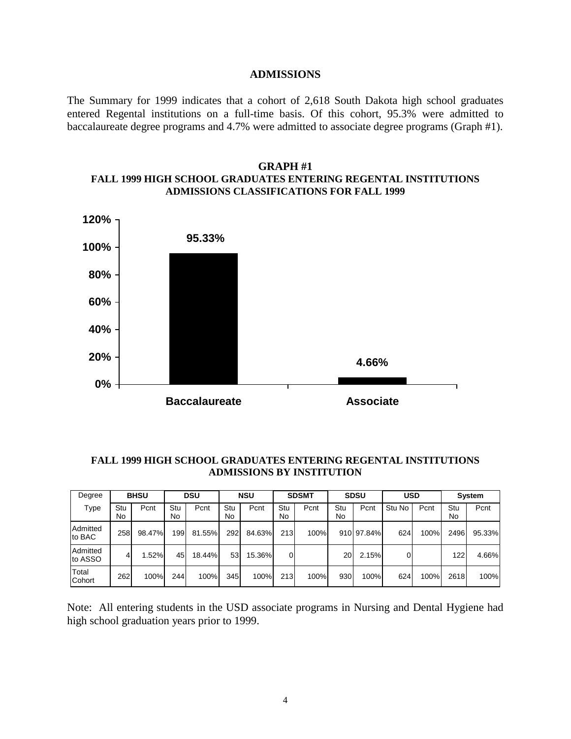## ADMISSIONS

The Summary for 1999 indicates that a cohort of 2,618 South Dakota high school graduates entered Regental institutions on a full-time basis. Of this cohort, 95.3% were admitted to baccalaureate degree programs and 4.7% were admitted to associate degree programs (Graph #1).

### GRAPH #1
### FALL 1999 HIGH SCHOOL GRADUATES ENTERING REGENTAL INSTITUTIONS ADMISSIONS CLASSIFICATIONS FOR FALL 1999

| | Baccalaureate | Associate |
|---|---|---|
| Percent | 95.33% | 4.66% |

### FALL 1999 HIGH SCHOOL GRADUATES ENTERING REGENTAL INSTITUTIONS ADMISSIONS BY INSTITUTION

| Degree | BHSU | | DSU | | NSU | | SDSMT | | SDSU | | USD | | System | |
|---|---|---|---|---|---|---|---|---|---|---|---|---|---|---|
| Type | Stu No | Pcnt | Stu No | Pcnt | Stu No | Pcnt | Stu No | Pcnt | Stu No | Pcnt | Stu No | Pcnt | Stu No | Pcnt |
| Admitted to BAC | 258 | 98.47% | 199 | 81.55% | 292 | 84.63% | 213 | 100% | 910 | 97.84% | 624 | 100% | 2496 | 95.33% |
| Admitted to ASSO | 4 | 1.52% | 45 | 18.44% | 53 | 15.36% | 0 | | 20 | 2.15% | 0 | | 122 | 4.66% |
| Total Cohort | 262 | 100% | 244 | 100% | 345 | 100% | 213 | 100% | 930 | 100% | 624 | 100% | 2618 | 100% |

Note: All entering students in the USD associate programs in Nursing and Dental Hygiene had high school graduation years prior to 1999.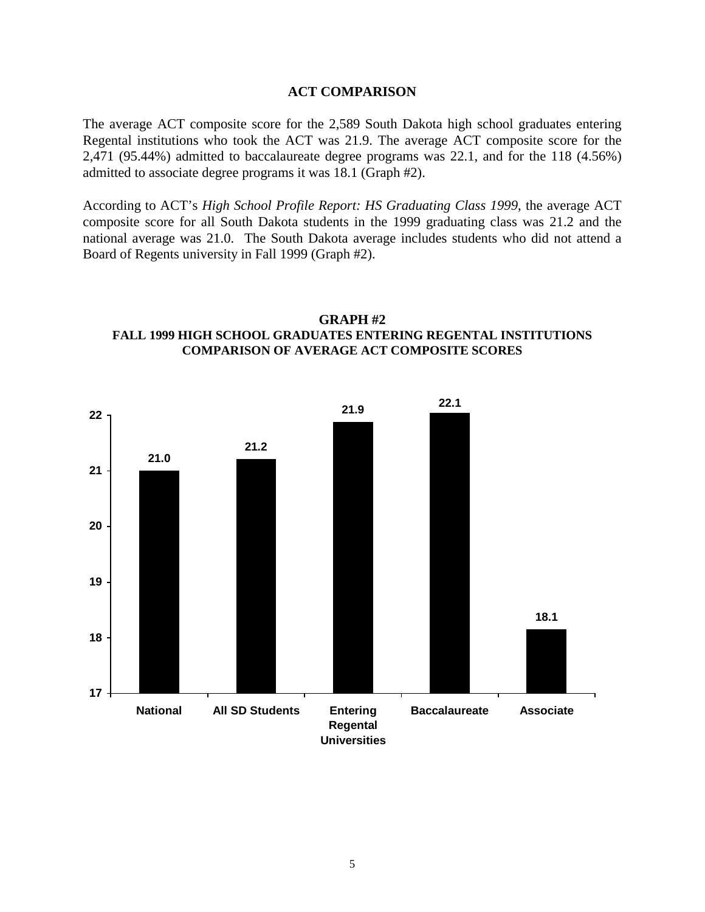## ACT COMPARISON

The average ACT composite score for the 2,589 South Dakota high school graduates entering Regental institutions who took the ACT was 21.9. The average ACT composite score for the 2,471 (95.44%) admitted to baccalaureate degree programs was 22.1, and for the 118 (4.56%) admitted to associate degree programs it was 18.1 (Graph #2).

According to ACT's *High School Profile Report: HS Graduating Class 1999*, the average ACT composite score for all South Dakota students in the 1999 graduating class was 21.2 and the national average was 21.0. The South Dakota average includes students who did not attend a Board of Regents university in Fall 1999 (Graph #2).

**GRAPH #2**
**FALL 1999 HIGH SCHOOL GRADUATES ENTERING REGENTAL INSTITUTIONS**
**COMPARISON OF AVERAGE ACT COMPOSITE SCORES**

| Group | Average ACT Composite Score |
|---|---|
| National | 21.0 |
| All SD Students | 21.2 |
| Entering Regental Universities | 21.9 |
| Baccalaureate | 22.1 |
| Associate | 18.1 |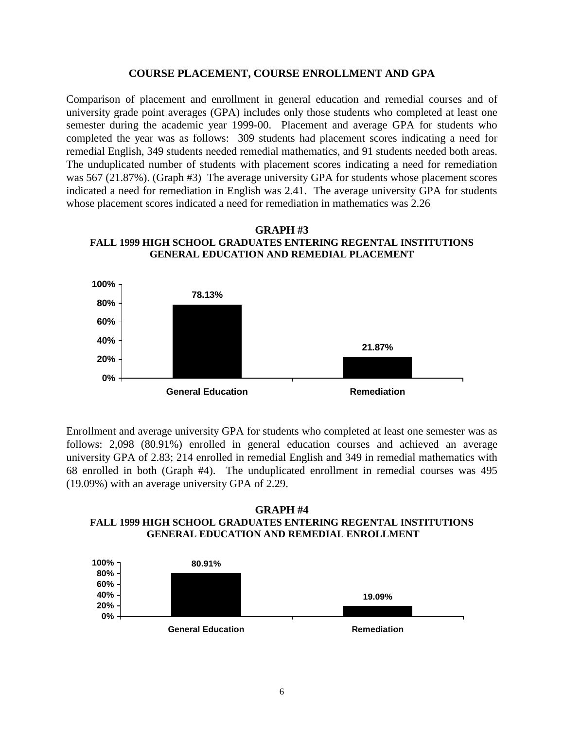## COURSE PLACEMENT, COURSE ENROLLMENT AND GPA

Comparison of placement and enrollment in general education and remedial courses and of university grade point averages (GPA) includes only those students who completed at least one semester during the academic year 1999-00. Placement and average GPA for students who completed the year was as follows: 309 students had placement scores indicating a need for remedial English, 349 students needed remedial mathematics, and 91 students needed both areas. The unduplicated number of students with placement scores indicating a need for remediation was 567 (21.87%). (Graph #3) The average university GPA for students whose placement scores indicated a need for remediation in English was 2.41. The average university GPA for students whose placement scores indicated a need for remediation in mathematics was 2.26

**GRAPH #3**
**FALL 1999 HIGH SCHOOL GRADUATES ENTERING REGENTAL INSTITUTIONS**
**GENERAL EDUCATION AND REMEDIAL PLACEMENT**

| Category | Percent |
|---|---|
| General Education | 78.13% |
| Remediation | 21.87% |

Enrollment and average university GPA for students who completed at least one semester was as follows: 2,098 (80.91%) enrolled in general education courses and achieved an average university GPA of 2.83; 214 enrolled in remedial English and 349 in remedial mathematics with 68 enrolled in both (Graph #4). The unduplicated enrollment in remedial courses was 495 (19.09%) with an average university GPA of 2.29.

**GRAPH #4**
**FALL 1999 HIGH SCHOOL GRADUATES ENTERING REGENTAL INSTITUTIONS**
**GENERAL EDUCATION AND REMEDIAL ENROLLMENT**

| Category | Percent |
|---|---|
| General Education | 80.91% |
| Remediation | 19.09% |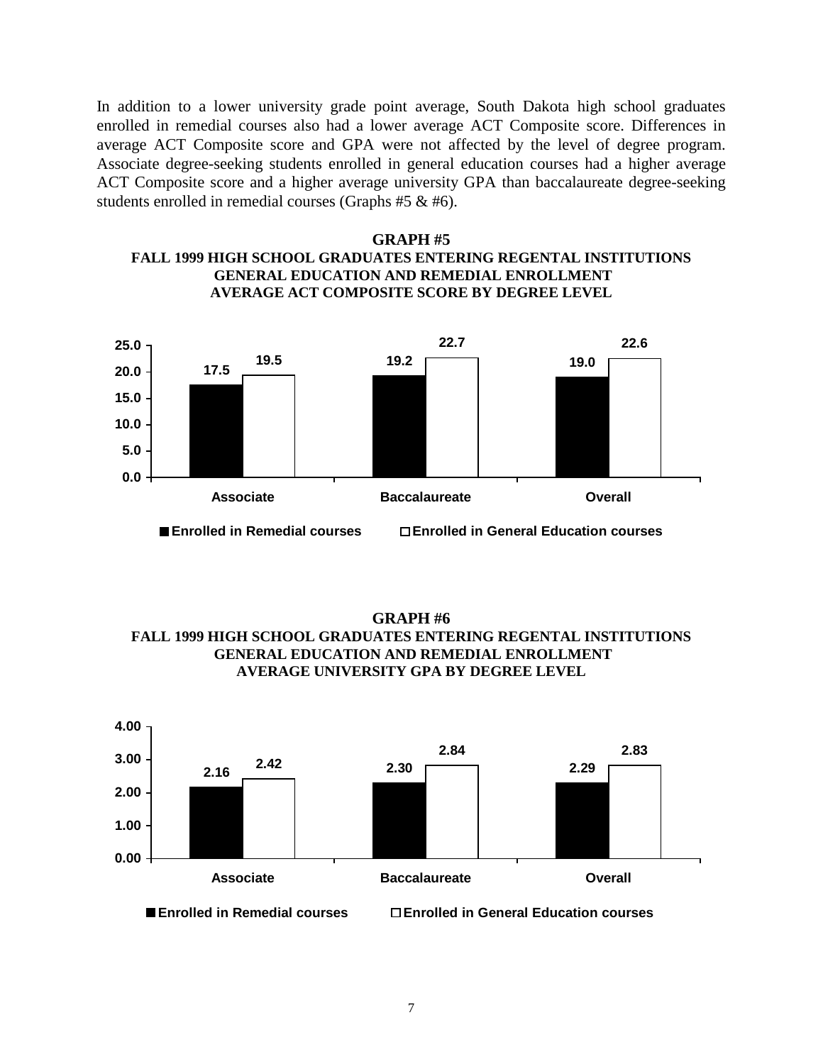In addition to a lower university grade point average, South Dakota high school graduates enrolled in remedial courses also had a lower average ACT Composite score. Differences in average ACT Composite score and GPA were not affected by the level of degree program. Associate degree-seeking students enrolled in general education courses had a higher average ACT Composite score and a higher average university GPA than baccalaureate degree-seeking students enrolled in remedial courses (Graphs #5 & #6).

**GRAPH #5**
**FALL 1999 HIGH SCHOOL GRADUATES ENTERING REGENTAL INSTITUTIONS GENERAL EDUCATION AND REMEDIAL ENROLLMENT AVERAGE ACT COMPOSITE SCORE BY DEGREE LEVEL**

| | Enrolled in Remedial courses | Enrolled in General Education courses |
|---|---|---|
| Associate | 17.5 | 19.5 |
| Baccalaureate | 19.2 | 22.7 |
| Overall | 19.0 | 22.6 |

**GRAPH #6**
**FALL 1999 HIGH SCHOOL GRADUATES ENTERING REGENTAL INSTITUTIONS GENERAL EDUCATION AND REMEDIAL ENROLLMENT AVERAGE UNIVERSITY GPA BY DEGREE LEVEL**

| | Enrolled in Remedial courses | Enrolled in General Education courses |
|---|---|---|
| Associate | 2.16 | 2.42 |
| Baccalaureate | 2.30 | 2.84 |
| Overall | 2.29 | 2.83 |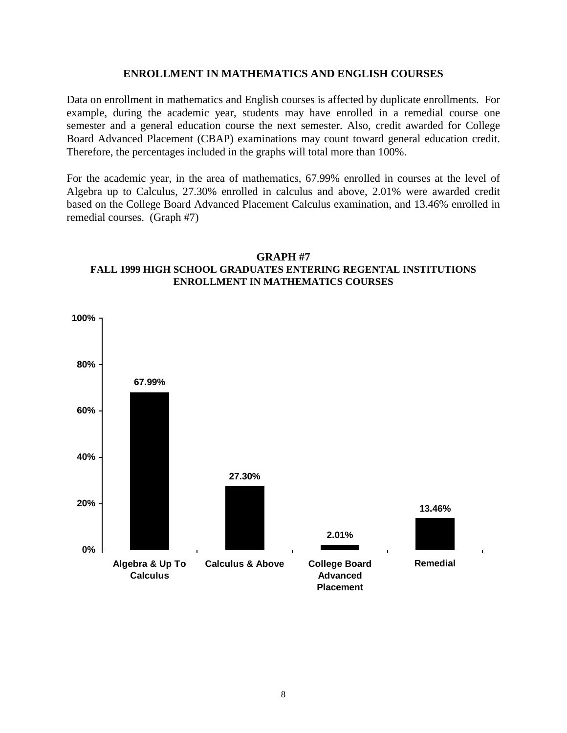## ENROLLMENT IN MATHEMATICS AND ENGLISH COURSES

Data on enrollment in mathematics and English courses is affected by duplicate enrollments. For example, during the academic year, students may have enrolled in a remedial course one semester and a general education course the next semester. Also, credit awarded for College Board Advanced Placement (CBAP) examinations may count toward general education credit. Therefore, the percentages included in the graphs will total more than 100%.

For the academic year, in the area of mathematics, 67.99% enrolled in courses at the level of Algebra up to Calculus, 27.30% enrolled in calculus and above, 2.01% were awarded credit based on the College Board Advanced Placement Calculus examination, and 13.46% enrolled in remedial courses. (Graph #7)

**GRAPH #7**
**FALL 1999 HIGH SCHOOL GRADUATES ENTERING REGENTAL INSTITUTIONS**
**ENROLLMENT IN MATHEMATICS COURSES**

| Category | Percent |
|---|---|
| Algebra & Up To Calculus | 67.99% |
| Calculus & Above | 27.30% |
| College Board Advanced Placement | 2.01% |
| Remedial | 13.46% |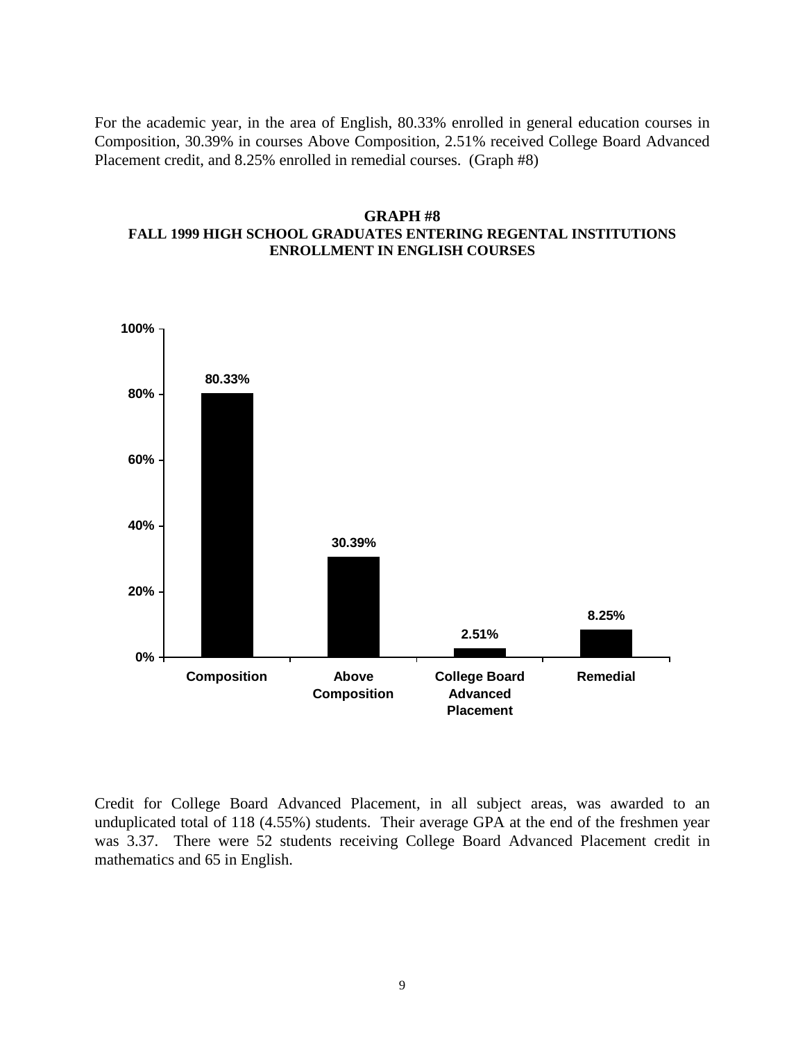For the academic year, in the area of English, 80.33% enrolled in general education courses in Composition, 30.39% in courses Above Composition, 2.51% received College Board Advanced Placement credit, and 8.25% enrolled in remedial courses. (Graph #8)

**GRAPH #8**
**FALL 1999 HIGH SCHOOL GRADUATES ENTERING REGENTAL INSTITUTIONS**
**ENROLLMENT IN ENGLISH COURSES**

| Category | Percentage |
| --- | --- |
| Composition | 80.33% |
| Above Composition | 30.39% |
| College Board Advanced Placement | 2.51% |
| Remedial | 8.25% |

Credit for College Board Advanced Placement, in all subject areas, was awarded to an unduplicated total of 118 (4.55%) students. Their average GPA at the end of the freshmen year was 3.37. There were 52 students receiving College Board Advanced Placement credit in mathematics and 65 in English.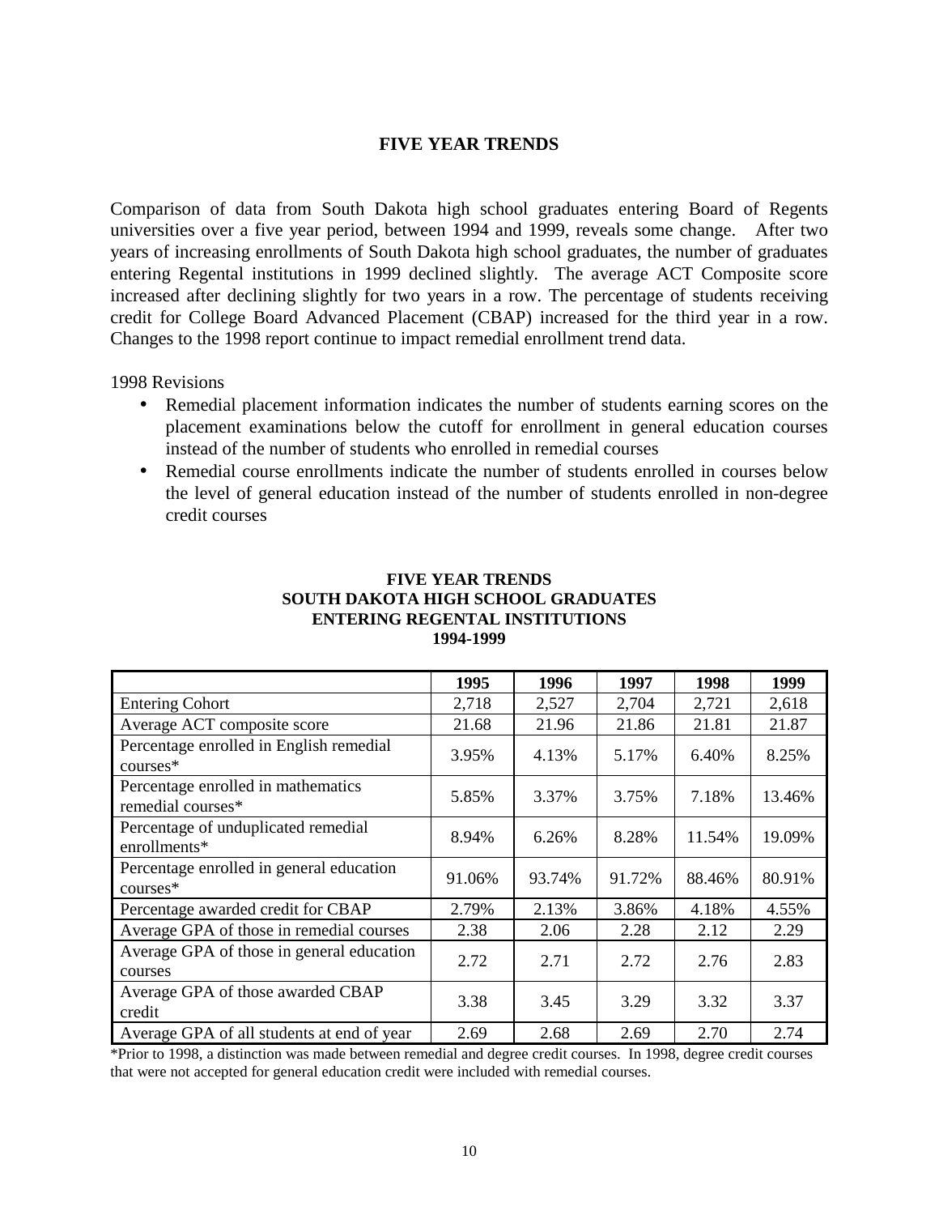# FIVE YEAR TRENDS

Comparison of data from South Dakota high school graduates entering Board of Regents universities over a five year period, between 1994 and 1999, reveals some change. After two years of increasing enrollments of South Dakota high school graduates, the number of graduates entering Regental institutions in 1999 declined slightly. The average ACT Composite score increased after declining slightly for two years in a row. The percentage of students receiving credit for College Board Advanced Placement (CBAP) increased for the third year in a row. Changes to the 1998 report continue to impact remedial enrollment trend data.

1998 Revisions

- Remedial placement information indicates the number of students earning scores on the placement examinations below the cutoff for enrollment in general education courses instead of the number of students who enrolled in remedial courses
- Remedial course enrollments indicate the number of students enrolled in courses below the level of general education instead of the number of students enrolled in non-degree credit courses

**FIVE YEAR TRENDS**
**SOUTH DAKOTA HIGH SCHOOL GRADUATES**
**ENTERING REGENTAL INSTITUTIONS**
**1994-1999**

| | 1995 | 1996 | 1997 | 1998 | 1999 |
|---|---|---|---|---|---|
| Entering Cohort | 2,718 | 2,527 | 2,704 | 2,721 | 2,618 |
| Average ACT composite score | 21.68 | 21.96 | 21.86 | 21.81 | 21.87 |
| Percentage enrolled in English remedial courses* | 3.95% | 4.13% | 5.17% | 6.40% | 8.25% |
| Percentage enrolled in mathematics remedial courses* | 5.85% | 3.37% | 3.75% | 7.18% | 13.46% |
| Percentage of unduplicated remedial enrollments* | 8.94% | 6.26% | 8.28% | 11.54% | 19.09% |
| Percentage enrolled in general education courses* | 91.06% | 93.74% | 91.72% | 88.46% | 80.91% |
| Percentage awarded credit for CBAP | 2.79% | 2.13% | 3.86% | 4.18% | 4.55% |
| Average GPA of those in remedial courses | 2.38 | 2.06 | 2.28 | 2.12 | 2.29 |
| Average GPA of those in general education courses | 2.72 | 2.71 | 2.72 | 2.76 | 2.83 |
| Average GPA of those awarded CBAP credit | 3.38 | 3.45 | 3.29 | 3.32 | 3.37 |
| Average GPA of all students at end of year | 2.69 | 2.68 | 2.69 | 2.70 | 2.74 |

*Prior to 1998, a distinction was made between remedial and degree credit courses. In 1998, degree credit courses that were not accepted for general education credit were included with remedial courses.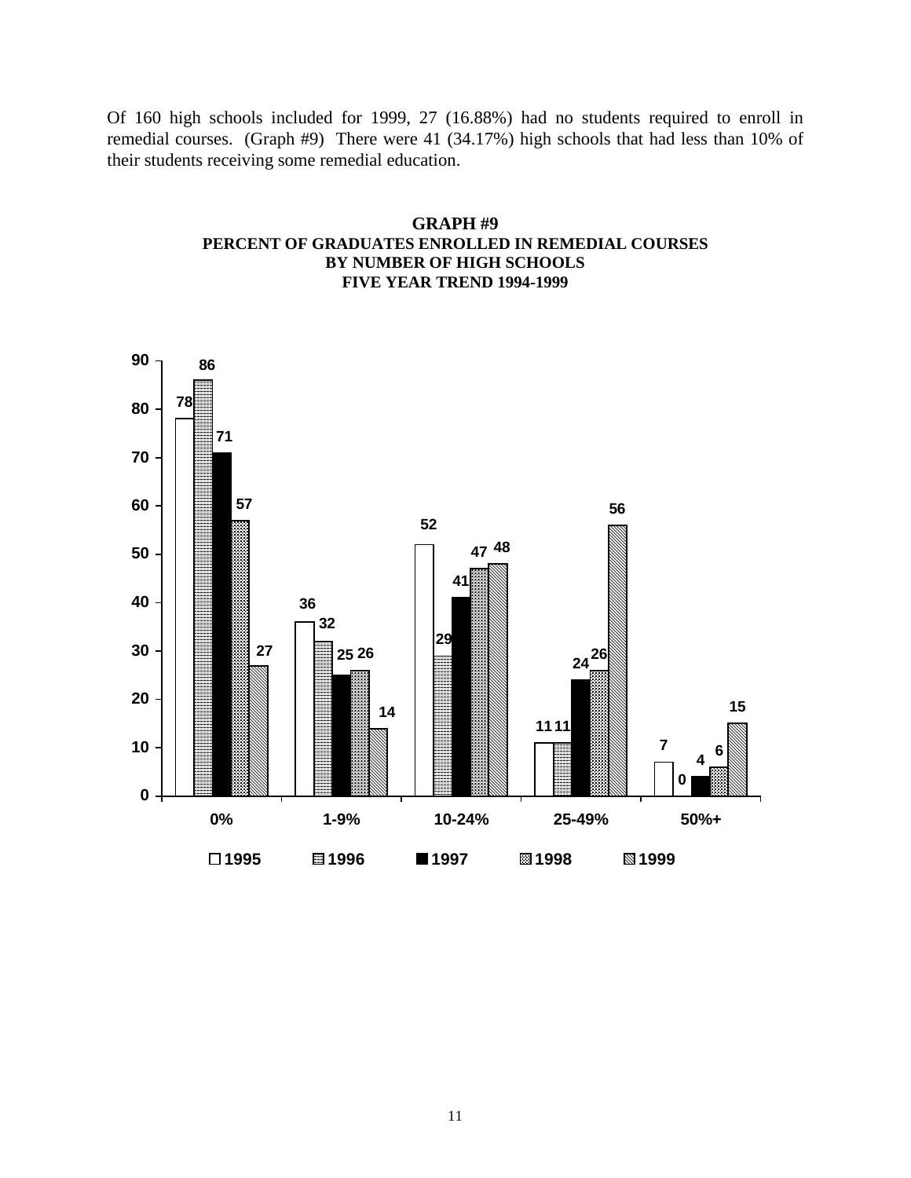Of 160 high schools included for 1999, 27 (16.88%) had no students required to enroll in remedial courses. (Graph #9) There were 41 (34.17%) high schools that had less than 10% of their students receiving some remedial education.

**GRAPH #9**
**PERCENT OF GRADUATES ENROLLED IN REMEDIAL COURSES**
**BY NUMBER OF HIGH SCHOOLS**
**FIVE YEAR TREND 1994-1999**

| | 1995 | 1996 | 1997 | 1998 | 1999 |
|---|---|---|---|---|---|
| 0% | 78 | 86 | 71 | 57 | 27 |
| 1-9% | 36 | 32 | 25 | 26 | 14 |
| 10-24% | 52 | 29 | 41 | 47 | 48 |
| 25-49% | 11 | 11 | 24 | 26 | 56 |
| 50%+ | 7 | 0 | 4 | 6 | 15 |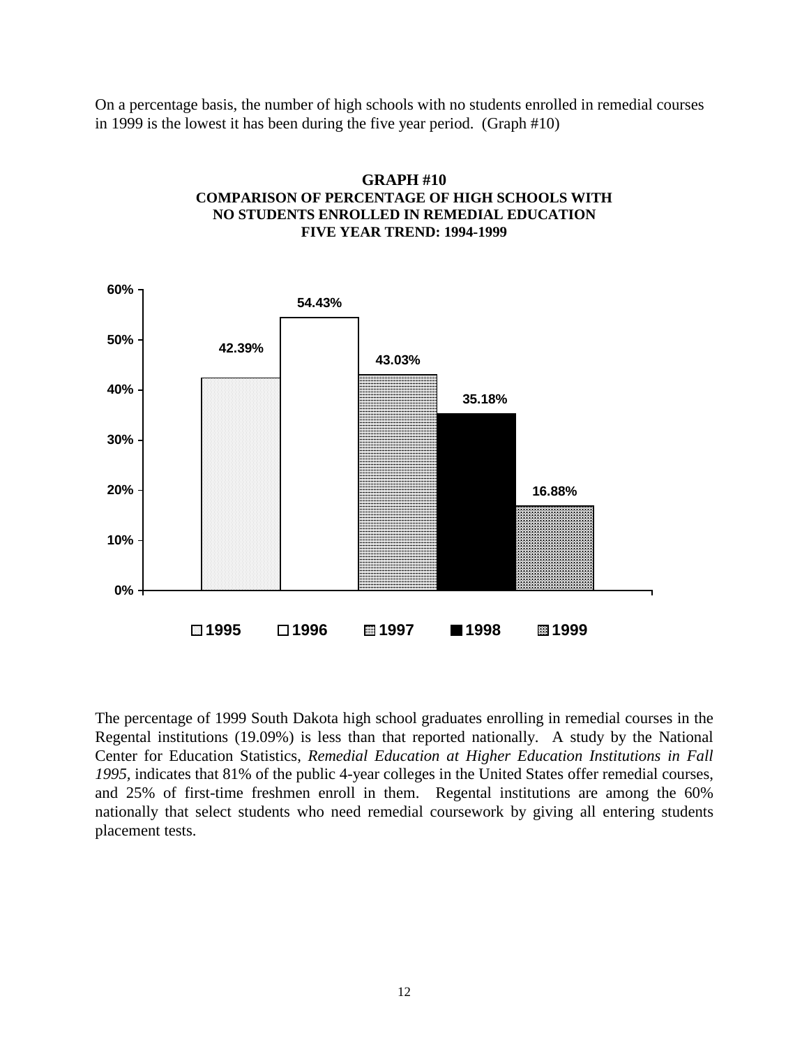On a percentage basis, the number of high schools with no students enrolled in remedial courses in 1999 is the lowest it has been during the five year period. (Graph #10)

**GRAPH #10**
**COMPARISON OF PERCENTAGE OF HIGH SCHOOLS WITH NO STUDENTS ENROLLED IN REMEDIAL EDUCATION**
**FIVE YEAR TREND: 1994-1999**

| Year | Percentage |
|---|---|
| 1995 | 42.39% |
| 1996 | 54.43% |
| 1997 | 43.03% |
| 1998 | 35.18% |
| 1999 | 16.88% |

The percentage of 1999 South Dakota high school graduates enrolling in remedial courses in the Regental institutions (19.09%) is less than that reported nationally. A study by the National Center for Education Statistics, *Remedial Education at Higher Education Institutions in Fall 1995*, indicates that 81% of the public 4-year colleges in the United States offer remedial courses, and 25% of first-time freshmen enroll in them. Regental institutions are among the 60% nationally that select students who need remedial coursework by giving all entering students placement tests.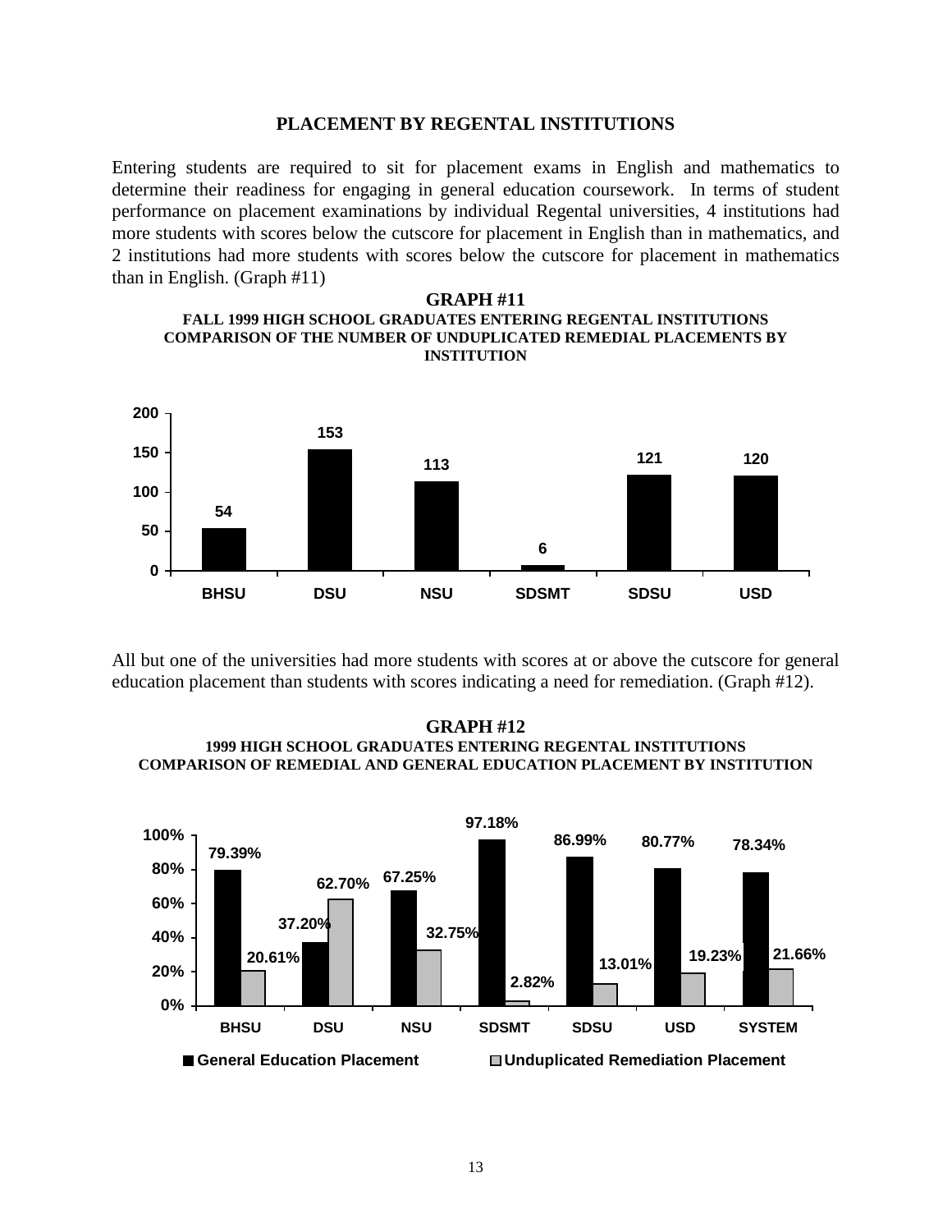## PLACEMENT BY REGENTAL INSTITUTIONS

Entering students are required to sit for placement exams in English and mathematics to determine their readiness for engaging in general education coursework. In terms of student performance on placement examinations by individual Regental universities, 4 institutions had more students with scores below the cutscore for placement in English than in mathematics, and 2 institutions had more students with scores below the cutscore for placement in mathematics than in English. (Graph #11)

**GRAPH #11**
**FALL 1999 HIGH SCHOOL GRADUATES ENTERING REGENTAL INSTITUTIONS**
**COMPARISON OF THE NUMBER OF UNDUPLICATED REMEDIAL PLACEMENTS BY INSTITUTION**

| Institution | Unduplicated Remedial Placements |
|---|---|
| BHSU | 54 |
| DSU | 153 |
| NSU | 113 |
| SDSMT | 6 |
| SDSU | 121 |
| USD | 120 |

All but one of the universities had more students with scores at or above the cutscore for general education placement than students with scores indicating a need for remediation. (Graph #12).

**GRAPH #12**
**1999 HIGH SCHOOL GRADUATES ENTERING REGENTAL INSTITUTIONS**
**COMPARISON OF REMEDIAL AND GENERAL EDUCATION PLACEMENT BY INSTITUTION**

| Institution | General Education Placement | Unduplicated Remediation Placement |
|---|---|---|
| BHSU | 79.39% | 20.61% |
| DSU | 37.20% | 62.70% |
| NSU | 67.25% | 32.75% |
| SDSMT | 97.18% | 2.82% |
| SDSU | 86.99% | 13.01% |
| USD | 80.77% | 19.23% |
| SYSTEM | 78.34% | 21.66% |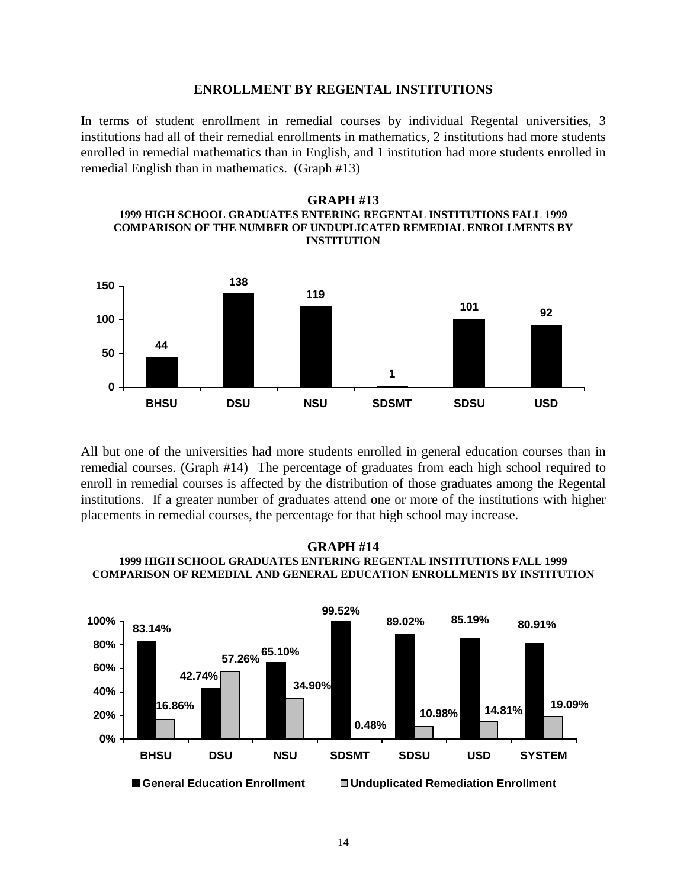## ENROLLMENT BY REGENTAL INSTITUTIONS

In terms of student enrollment in remedial courses by individual Regental universities, 3 institutions had all of their remedial enrollments in mathematics, 2 institutions had more students enrolled in remedial mathematics than in English, and 1 institution had more students enrolled in remedial English than in mathematics. (Graph #13)

### GRAPH #13
**1999 HIGH SCHOOL GRADUATES ENTERING REGENTAL INSTITUTIONS FALL 1999**
**COMPARISON OF THE NUMBER OF UNDUPLICATED REMEDIAL ENROLLMENTS BY INSTITUTION**

| Institution | Unduplicated Remedial Enrollments |
|---|---|
| BHSU | 44 |
| DSU | 138 |
| NSU | 119 |
| SDSMT | 1 |
| SDSU | 101 |
| USD | 92 |

All but one of the universities had more students enrolled in general education courses than in remedial courses. (Graph #14) The percentage of graduates from each high school required to enroll in remedial courses is affected by the distribution of those graduates among the Regental institutions. If a greater number of graduates attend one or more of the institutions with higher placements in remedial courses, the percentage for that high school may increase.

### GRAPH #14
**1999 HIGH SCHOOL GRADUATES ENTERING REGENTAL INSTITUTIONS FALL 1999**
**COMPARISON OF REMEDIAL AND GENERAL EDUCATION ENROLLMENTS BY INSTITUTION**

| Institution | General Education Enrollment | Unduplicated Remediation Enrollment |
|---|---|---|
| BHSU | 83.14% | 16.86% |
| DSU | 42.74% | 57.26% |
| NSU | 65.10% | 34.90% |
| SDSMT | 99.52% | 0.48% |
| SDSU | 89.02% | 10.98% |
| USD | 85.19% | 14.81% |
| SYSTEM | 80.91% | 19.09% |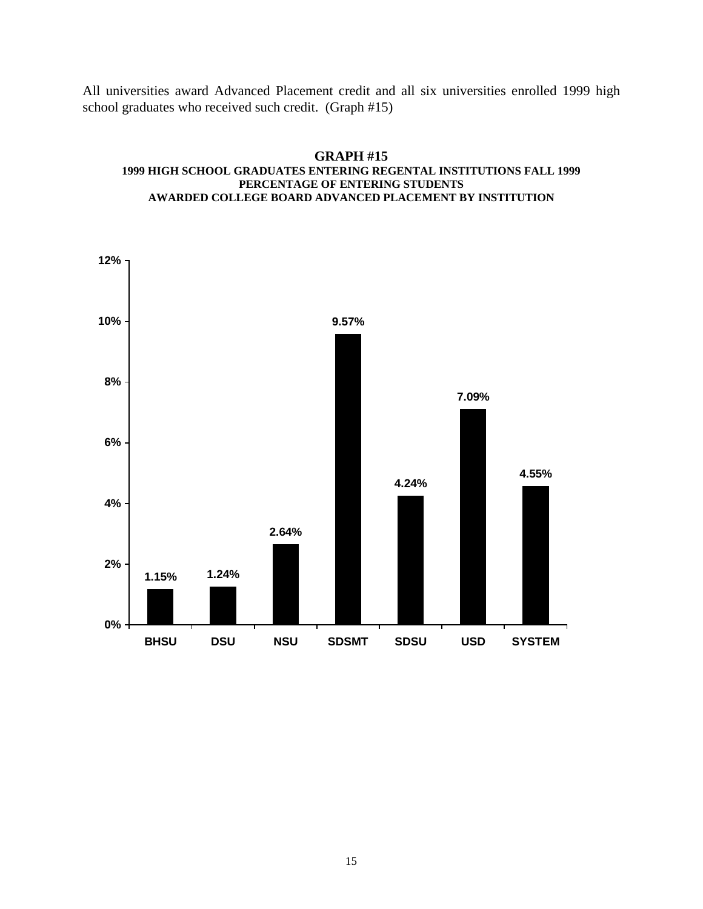All universities award Advanced Placement credit and all six universities enrolled 1999 high school graduates who received such credit. (Graph #15)

**GRAPH #15**
**1999 HIGH SCHOOL GRADUATES ENTERING REGENTAL INSTITUTIONS FALL 1999**
**PERCENTAGE OF ENTERING STUDENTS**
**AWARDED COLLEGE BOARD ADVANCED PLACEMENT BY INSTITUTION**

| Institution | Percentage |
|---|---|
| BHSU | 1.15% |
| DSU | 1.24% |
| NSU | 2.64% |
| SDSMT | 9.57% |
| SDSU | 4.24% |
| USD | 7.09% |
| SYSTEM | 4.55% |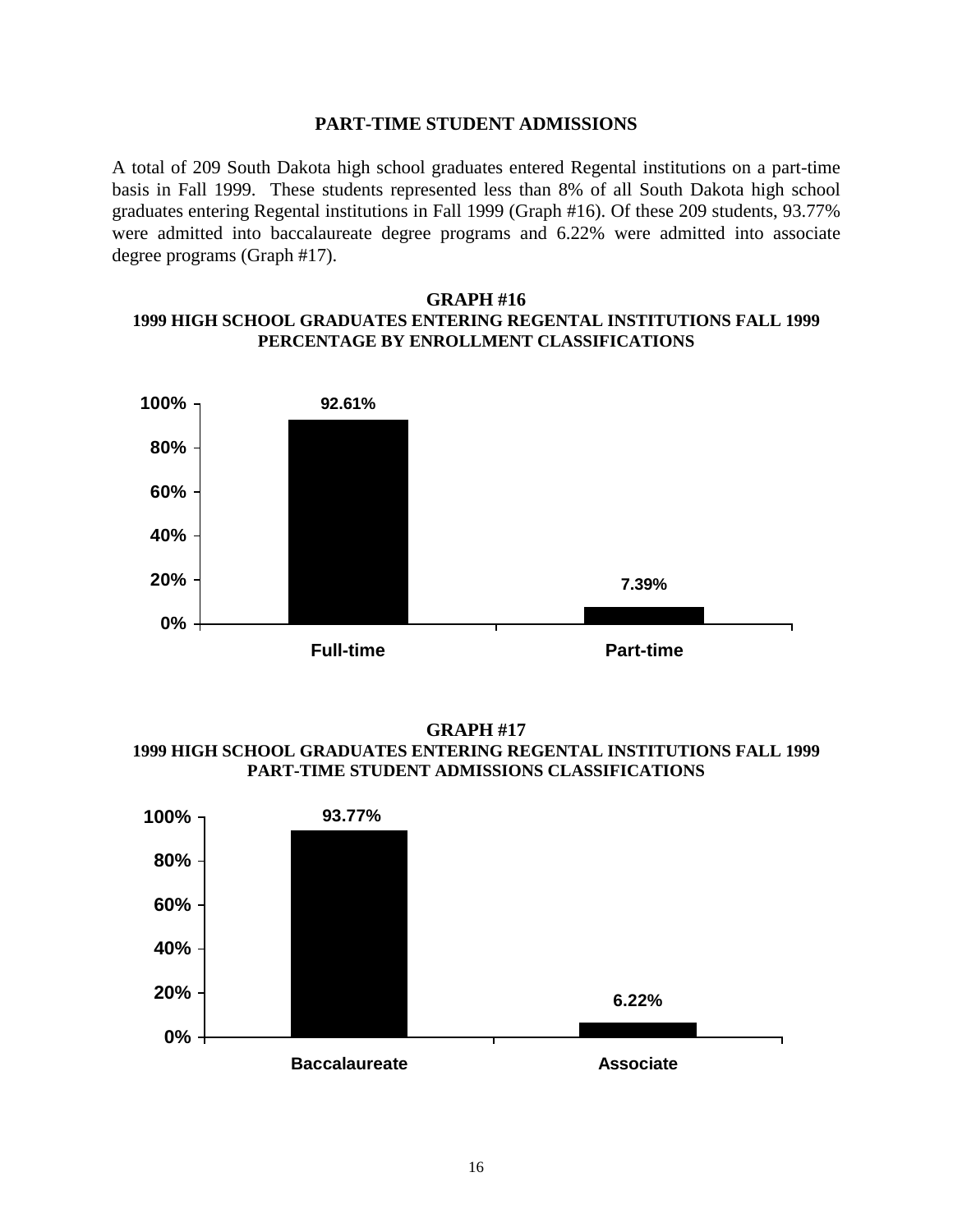## PART-TIME STUDENT ADMISSIONS

A total of 209 South Dakota high school graduates entered Regental institutions on a part-time basis in Fall 1999. These students represented less than 8% of all South Dakota high school graduates entering Regental institutions in Fall 1999 (Graph #16). Of these 209 students, 93.77% were admitted into baccalaureate degree programs and 6.22% were admitted into associate degree programs (Graph #17).

**GRAPH #16**
**1999 HIGH SCHOOL GRADUATES ENTERING REGENTAL INSTITUTIONS FALL 1999**
**PERCENTAGE BY ENROLLMENT CLASSIFICATIONS**

| Classification | Percentage |
|---|---|
| Full-time | 92.61% |
| Part-time | 7.39% |

**GRAPH #17**
**1999 HIGH SCHOOL GRADUATES ENTERING REGENTAL INSTITUTIONS FALL 1999**
**PART-TIME STUDENT ADMISSIONS CLASSIFICATIONS**

| Classification | Percentage |
|---|---|
| Baccalaureate | 93.77% |
| Associate | 6.22% |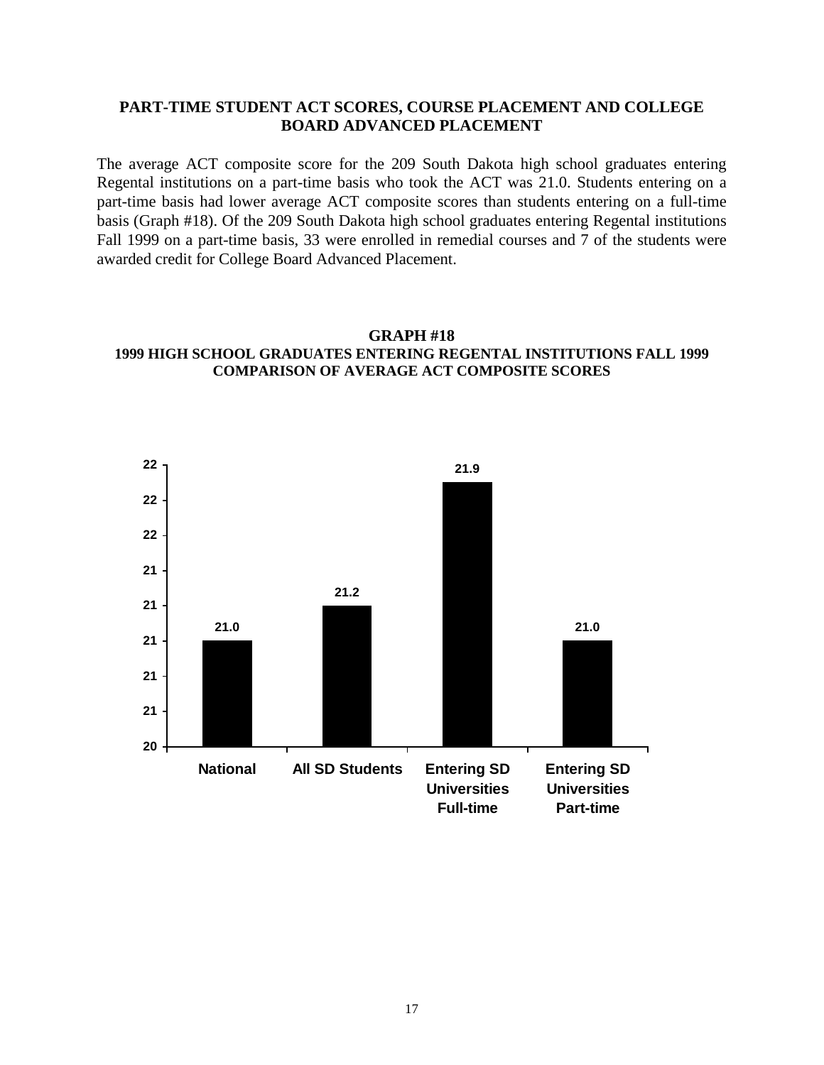## PART-TIME STUDENT ACT SCORES, COURSE PLACEMENT AND COLLEGE BOARD ADVANCED PLACEMENT

The average ACT composite score for the 209 South Dakota high school graduates entering Regental institutions on a part-time basis who took the ACT was 21.0. Students entering on a part-time basis had lower average ACT composite scores than students entering on a full-time basis (Graph #18). Of the 209 South Dakota high school graduates entering Regental institutions Fall 1999 on a part-time basis, 33 were enrolled in remedial courses and 7 of the students were awarded credit for College Board Advanced Placement.

**GRAPH #18**
**1999 HIGH SCHOOL GRADUATES ENTERING REGENTAL INSTITUTIONS FALL 1999**
**COMPARISON OF AVERAGE ACT COMPOSITE SCORES**

22
22
22
22
21
21
21
21
21
20

21.0
21.2
21.9
21.0

National
All SD Students
Entering SD Universities Full-time
Entering SD Universities Part-time